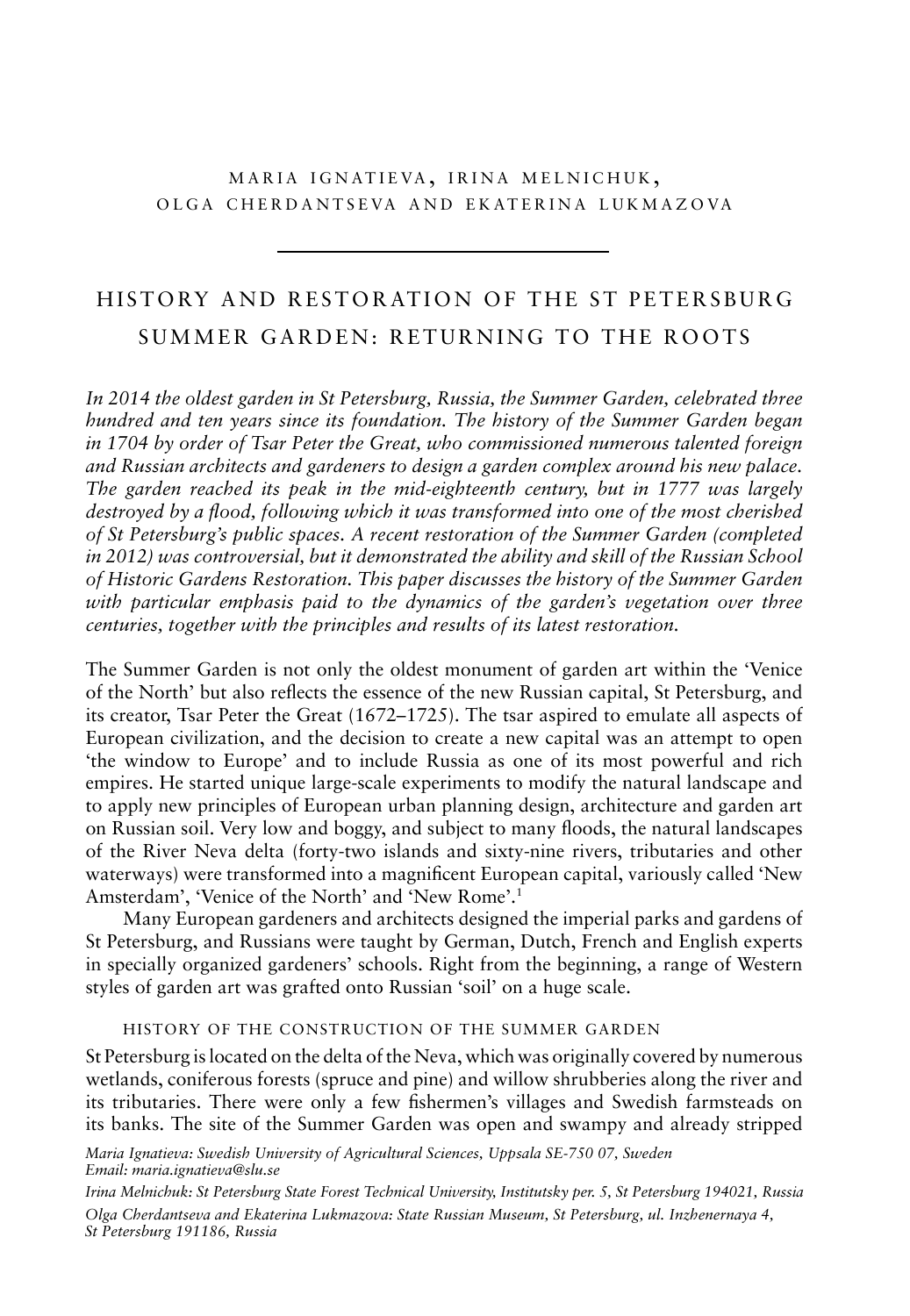MARIA IGNATIEVA, IRINA MELNICHUK, OLGA CHERDANTSEVA AND EKATERINA LUKMAZOVA

# HISTORY AND RESTORATION OF THE ST PETERSBURG SUMMER GARDEN: RETURNING TO THE ROOTS

*In 2014 the oldest garden in St Petersburg, Russia, the Summer Garden, celebrated three hundred and ten years since its foundation. The history of the Summer Garden began in 1704 by order of Tsar Peter the Great, who commissioned numerous talented foreign and Russian architects and gardeners to design a garden complex around his new palace. The garden reached its peak in the mid-eighteenth century, but in 1777 was largely destroyed by a flood, following which it was transformed into one of the most cherished of St Petersburg's public spaces. A recent restoration of the Summer Garden (completed in 2012) was controversial, but it demonstrated the ability and skill of the Russian School of Historic Gardens Restoration. This paper discusses the history of the Summer Garden with particular emphasis paid to the dynamics of the garden's vegetation over three centuries, together with the principles and results of its latest restoration.*

The Summer Garden is not only the oldest monument of garden art within the 'Venice of the North' but also reflects the essence of the new Russian capital, St Petersburg, and its creator, Tsar Peter the Great (1672–1725). The tsar aspired to emulate all aspects of European civilization, and the decision to create a new capital was an attempt to open 'the window to Europe' and to include Russia as one of its most powerful and rich empires. He started unique large-scale experiments to modify the natural landscape and to apply new principles of European urban planning design, architecture and garden art on Russian soil. Very low and boggy, and subject to many floods, the natural landscapes of the River Neva delta (forty-two islands and sixty-nine rivers, tributaries and other waterways) were transformed into a magnificent European capital, variously called 'New Amsterdam', 'Venice of the North' and 'New Rome'.[1]

Many European gardeners and architects designed the imperial parks and gardens of St Petersburg, and Russians were taught by German, Dutch, French and English experts in specially organized gardeners' schools. Right from the beginning, a range of Western styles of garden art was grafted onto Russian 'soil' on a huge scale.

## HISTORY OF THE CONSTRUCTION OF THE SUMMER GARDEN

St Petersburg is located on the delta of the Neva, which was originally covered by numerous wetlands, coniferous forests (spruce and pine) and willow shrubberies along the river and its tributaries. There were only a few fishermen's villages and Swedish farmsteads on its banks. The site of the Summer Garden was open and swampy and already stripped

*Maria Ignatieva: Swedish University of Agricultural Sciences, Uppsala SE-750 07, Sweden*
*Email: maria.ignatieva@slu.se*

*Irina Melnichuk: St Petersburg State Forest Technical University, Institutsky per. 5, St Petersburg 194021, Russia*

*Olga Cherdantseva and Ekaterina Lukmazova: State Russian Museum, St Petersburg, ul. Inzhenernaya 4, St Petersburg 191186, Russia*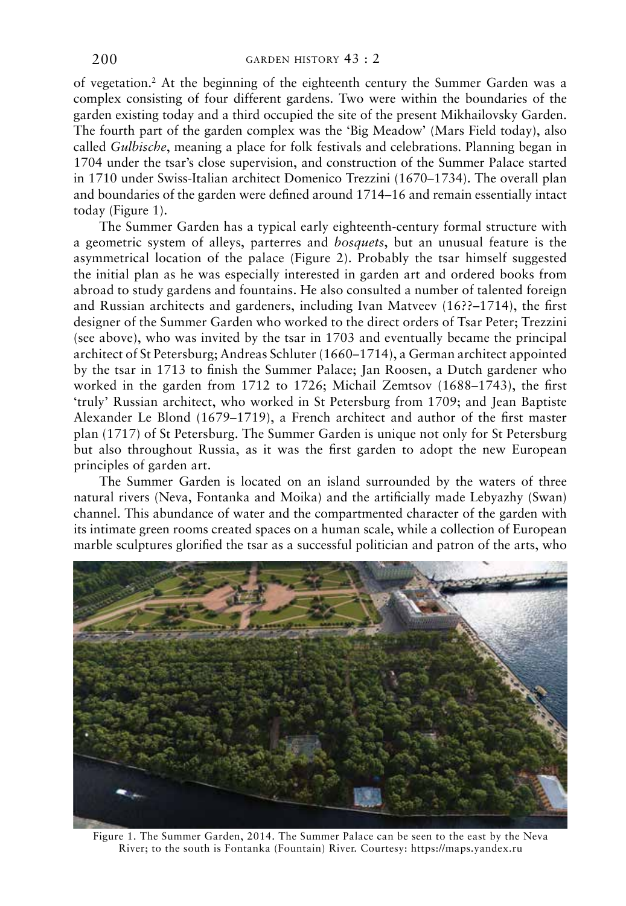of vegetation.[2] At the beginning of the eighteenth century the Summer Garden was a complex consisting of four different gardens. Two were within the boundaries of the garden existing today and a third occupied the site of the present Mikhailovsky Garden. The fourth part of the garden complex was the 'Big Meadow' (Mars Field today), also called *Gulbische*, meaning a place for folk festivals and celebrations. Planning began in 1704 under the tsar's close supervision, and construction of the Summer Palace started in 1710 under Swiss-Italian architect Domenico Trezzini (1670–1734). The overall plan and boundaries of the garden were defined around 1714–16 and remain essentially intact today (Figure 1).

The Summer Garden has a typical early eighteenth-century formal structure with a geometric system of alleys, parterres and *bosquets*, but an unusual feature is the asymmetrical location of the palace (Figure 2). Probably the tsar himself suggested the initial plan as he was especially interested in garden art and ordered books from abroad to study gardens and fountains. He also consulted a number of talented foreign and Russian architects and gardeners, including Ivan Matveev (16??–1714), the first designer of the Summer Garden who worked to the direct orders of Tsar Peter; Trezzini (see above), who was invited by the tsar in 1703 and eventually became the principal architect of St Petersburg; Andreas Schluter (1660–1714), a German architect appointed by the tsar in 1713 to finish the Summer Palace; Jan Roosen, a Dutch gardener who worked in the garden from 1712 to 1726; Michail Zemtsov (1688–1743), the first 'truly' Russian architect, who worked in St Petersburg from 1709; and Jean Baptiste Alexander Le Blond (1679–1719), a French architect and author of the first master plan (1717) of St Petersburg. The Summer Garden is unique not only for St Petersburg but also throughout Russia, as it was the first garden to adopt the new European principles of garden art.

The Summer Garden is located on an island surrounded by the waters of three natural rivers (Neva, Fontanka and Moika) and the artificially made Lebyazhy (Swan) channel. This abundance of water and the compartmented character of the garden with its intimate green rooms created spaces on a human scale, while a collection of European marble sculptures glorified the tsar as a successful politician and patron of the arts, who

Figure 1. The Summer Garden, 2014. The Summer Palace can be seen to the east by the Neva River; to the south is Fontanka (Fountain) River. Courtesy: https://maps.yandex.ru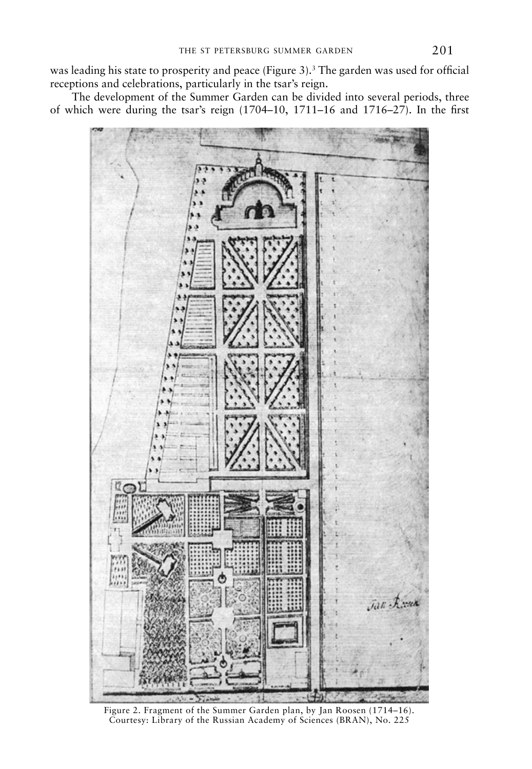was leading his state to prosperity and peace (Figure 3).[3] The garden was used for official receptions and celebrations, particularly in the tsar's reign.

The development of the Summer Garden can be divided into several periods, three of which were during the tsar's reign (1704–10, 1711–16 and 1716–27). In the first

Figure 2. Fragment of the Summer Garden plan, by Jan Roosen (1714–16). Courtesy: Library of the Russian Academy of Sciences (BRAN), No. 225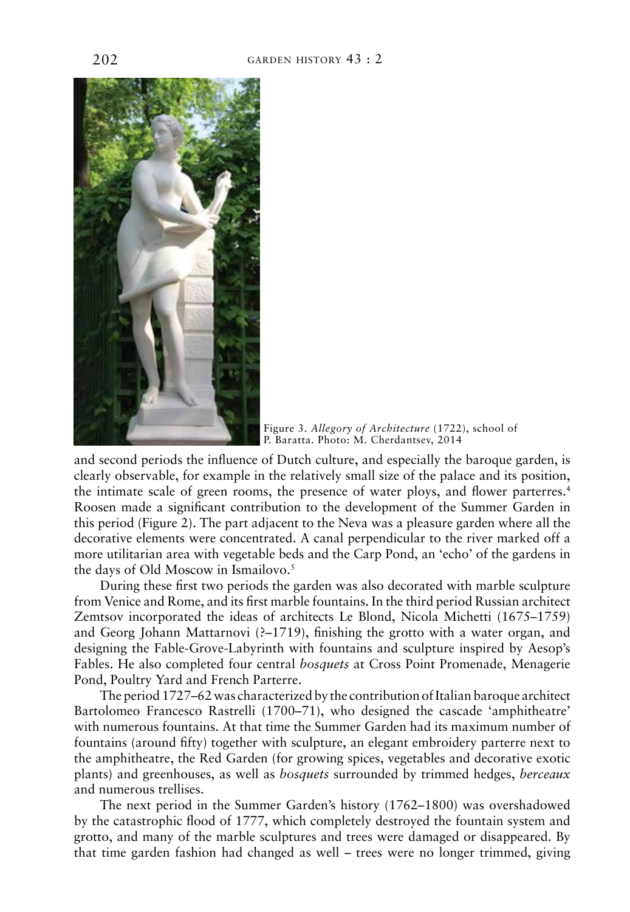Figure 3. *Allegory of Architecture* (1722), school of P. Baratta. Photo: M. Cherdantsev, 2014

and second periods the influence of Dutch culture, and especially the baroque garden, is clearly observable, for example in the relatively small size of the palace and its position, the intimate scale of green rooms, the presence of water ploys, and flower parterres.[4] Roosen made a significant contribution to the development of the Summer Garden in this period (Figure 2). The part adjacent to the Neva was a pleasure garden where all the decorative elements were concentrated. A canal perpendicular to the river marked off a more utilitarian area with vegetable beds and the Carp Pond, an 'echo' of the gardens in the days of Old Moscow in Ismailovo.[5]

During these first two periods the garden was also decorated with marble sculpture from Venice and Rome, and its first marble fountains. In the third period Russian architect Zemtsov incorporated the ideas of architects Le Blond, Nicola Michetti (1675–1759) and Georg Johann Mattarnovi (?–1719), finishing the grotto with a water organ, and designing the Fable-Grove-Labyrinth with fountains and sculpture inspired by Aesop's Fables. He also completed four central *bosquets* at Cross Point Promenade, Menagerie Pond, Poultry Yard and French Parterre.

The period 1727–62 was characterized by the contribution of Italian baroque architect Bartolomeo Francesco Rastrelli (1700–71), who designed the cascade 'amphitheatre' with numerous fountains. At that time the Summer Garden had its maximum number of fountains (around fifty) together with sculpture, an elegant embroidery parterre next to the amphitheatre, the Red Garden (for growing spices, vegetables and decorative exotic plants) and greenhouses, as well as *bosquets* surrounded by trimmed hedges, *berceaux* and numerous trellises.

The next period in the Summer Garden's history (1762–1800) was overshadowed by the catastrophic flood of 1777, which completely destroyed the fountain system and grotto, and many of the marble sculptures and trees were damaged or disappeared. By that time garden fashion had changed as well – trees were no longer trimmed, giving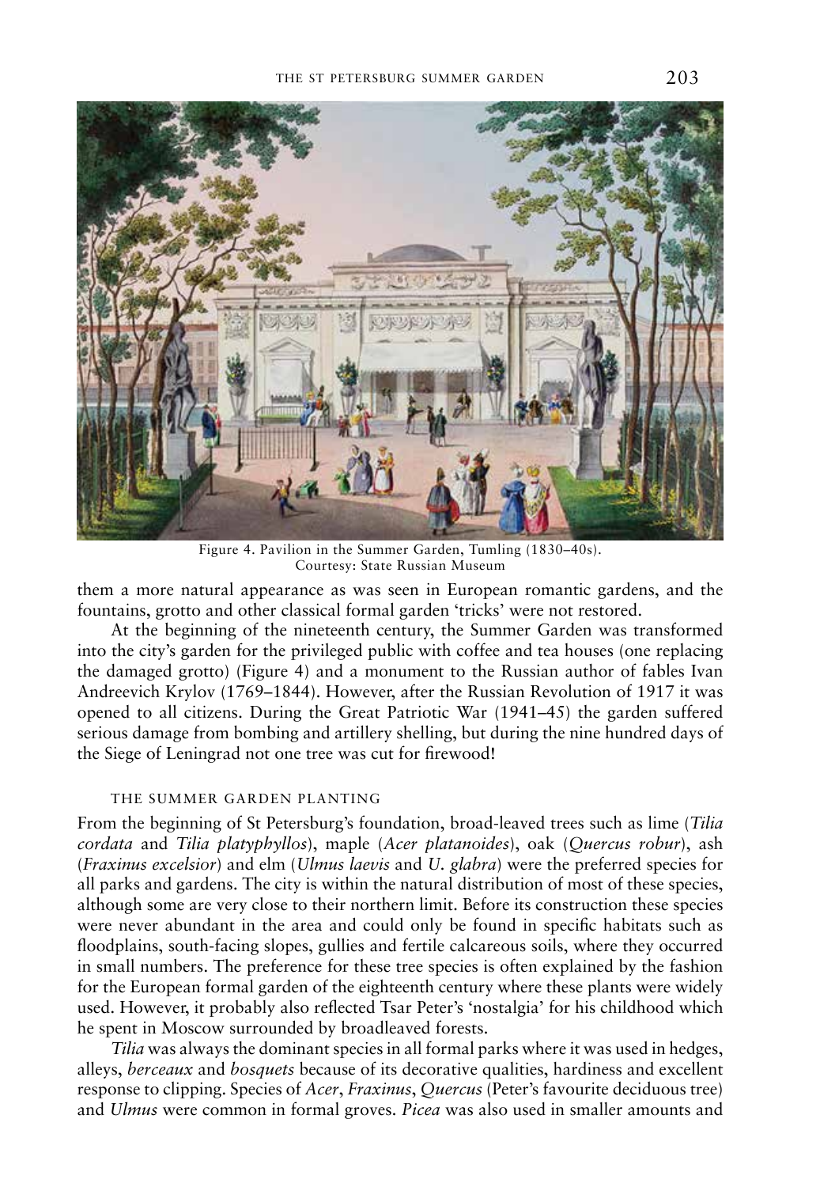Figure 4. Pavilion in the Summer Garden, Tumling (1830–40s). Courtesy: State Russian Museum

them a more natural appearance as was seen in European romantic gardens, and the fountains, grotto and other classical formal garden 'tricks' were not restored.

At the beginning of the nineteenth century, the Summer Garden was transformed into the city's garden for the privileged public with coffee and tea houses (one replacing the damaged grotto) (Figure 4) and a monument to the Russian author of fables Ivan Andreevich Krylov (1769–1844). However, after the Russian Revolution of 1917 it was opened to all citizens. During the Great Patriotic War (1941–45) the garden suffered serious damage from bombing and artillery shelling, but during the nine hundred days of the Siege of Leningrad not one tree was cut for firewood!

## THE SUMMER GARDEN PLANTING

From the beginning of St Petersburg's foundation, broad-leaved trees such as lime (*Tilia cordata* and *Tilia platyphyllos*), maple (*Acer platanoides*), oak (*Quercus robur*), ash (*Fraxinus excelsior*) and elm (*Ulmus laevis* and *U. glabra*) were the preferred species for all parks and gardens. The city is within the natural distribution of most of these species, although some are very close to their northern limit. Before its construction these species were never abundant in the area and could only be found in specific habitats such as floodplains, south-facing slopes, gullies and fertile calcareous soils, where they occurred in small numbers. The preference for these tree species is often explained by the fashion for the European formal garden of the eighteenth century where these plants were widely used. However, it probably also reflected Tsar Peter's 'nostalgia' for his childhood which he spent in Moscow surrounded by broadleaved forests.

*Tilia* was always the dominant species in all formal parks where it was used in hedges, alleys, *berceaux* and *bosquets* because of its decorative qualities, hardiness and excellent response to clipping. Species of *Acer*, *Fraxinus*, *Quercus* (Peter's favourite deciduous tree) and *Ulmus* were common in formal groves. *Picea* was also used in smaller amounts and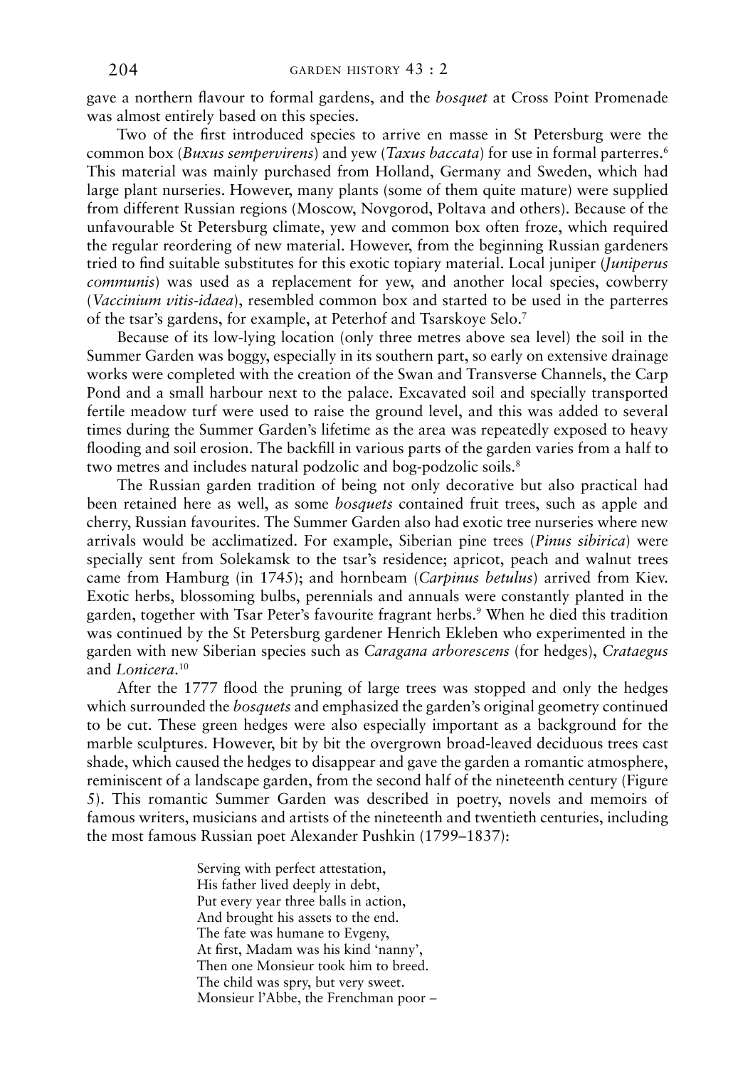gave a northern flavour to formal gardens, and the *bosquet* at Cross Point Promenade was almost entirely based on this species.

Two of the first introduced species to arrive en masse in St Petersburg were the common box (*Buxus sempervirens*) and yew (*Taxus baccata*) for use in formal parterres.[6] This material was mainly purchased from Holland, Germany and Sweden, which had large plant nurseries. However, many plants (some of them quite mature) were supplied from different Russian regions (Moscow, Novgorod, Poltava and others). Because of the unfavourable St Petersburg climate, yew and common box often froze, which required the regular reordering of new material. However, from the beginning Russian gardeners tried to find suitable substitutes for this exotic topiary material. Local juniper (*Juniperus communis*) was used as a replacement for yew, and another local species, cowberry (*Vaccinium vitis-idaea*), resembled common box and started to be used in the parterres of the tsar's gardens, for example, at Peterhof and Tsarskoye Selo.[7]

Because of its low-lying location (only three metres above sea level) the soil in the Summer Garden was boggy, especially in its southern part, so early on extensive drainage works were completed with the creation of the Swan and Transverse Channels, the Carp Pond and a small harbour next to the palace. Excavated soil and specially transported fertile meadow turf were used to raise the ground level, and this was added to several times during the Summer Garden's lifetime as the area was repeatedly exposed to heavy flooding and soil erosion. The backfill in various parts of the garden varies from a half to two metres and includes natural podzolic and bog-podzolic soils.[8]

The Russian garden tradition of being not only decorative but also practical had been retained here as well, as some *bosquets* contained fruit trees, such as apple and cherry, Russian favourites. The Summer Garden also had exotic tree nurseries where new arrivals would be acclimatized. For example, Siberian pine trees (*Pinus sibirica*) were specially sent from Solekamsk to the tsar's residence; apricot, peach and walnut trees came from Hamburg (in 1745); and hornbeam (*Carpinus betulus*) arrived from Kiev. Exotic herbs, blossoming bulbs, perennials and annuals were constantly planted in the garden, together with Tsar Peter's favourite fragrant herbs.[9] When he died this tradition was continued by the St Petersburg gardener Henrich Ekleben who experimented in the garden with new Siberian species such as *Caragana arborescens* (for hedges), *Crataegus* and *Lonicera*.[10]

After the 1777 flood the pruning of large trees was stopped and only the hedges which surrounded the *bosquets* and emphasized the garden's original geometry continued to be cut. These green hedges were also especially important as a background for the marble sculptures. However, bit by bit the overgrown broad-leaved deciduous trees cast shade, which caused the hedges to disappear and gave the garden a romantic atmosphere, reminiscent of a landscape garden, from the second half of the nineteenth century (Figure 5). This romantic Summer Garden was described in poetry, novels and memoirs of famous writers, musicians and artists of the nineteenth and twentieth centuries, including the most famous Russian poet Alexander Pushkin (1799–1837):

> Serving with perfect attestation,
> His father lived deeply in debt,
> Put every year three balls in action,
> And brought his assets to the end.
> The fate was humane to Evgeny,
> At first, Madam was his kind 'nanny',
> Then one Monsieur took him to breed.
> The child was spry, but very sweet.
> Monsieur l'Abbe, the Frenchman poor –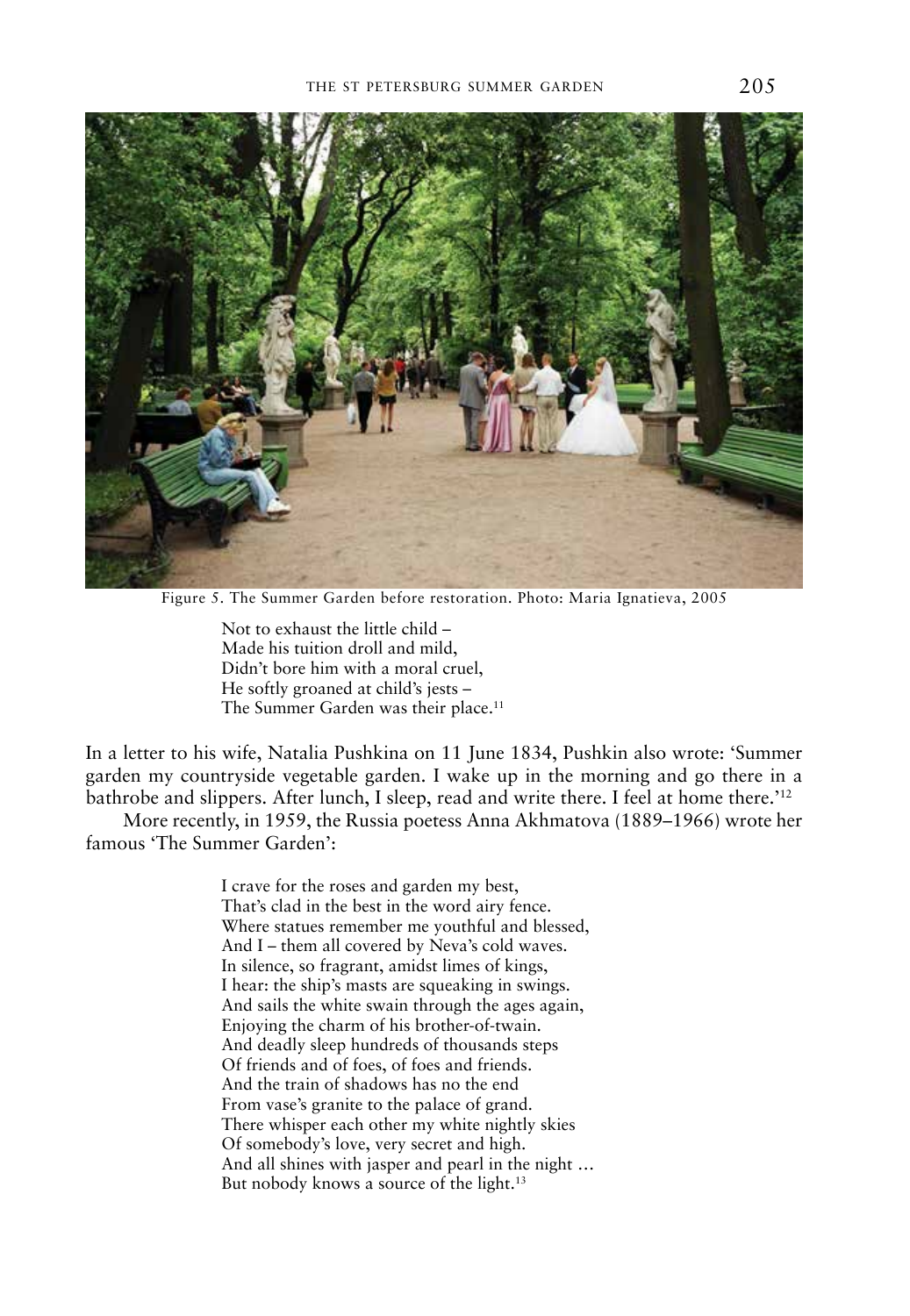Figure 5. The Summer Garden before restoration. Photo: Maria Ignatieva, 2005

> Not to exhaust the little child –
> Made his tuition droll and mild,
> Didn't bore him with a moral cruel,
> He softly groaned at child's jests –
> The Summer Garden was their place.[11]

In a letter to his wife, Natalia Pushkina on 11 June 1834, Pushkin also wrote: 'Summer garden my countryside vegetable garden. I wake up in the morning and go there in a bathrobe and slippers. After lunch, I sleep, read and write there. I feel at home there.'[12]

More recently, in 1959, the Russia poetess Anna Akhmatova (1889–1966) wrote her famous 'The Summer Garden':

> I crave for the roses and garden my best,
> That's clad in the best in the word airy fence.
> Where statues remember me youthful and blessed,
> And I – them all covered by Neva's cold waves.
> In silence, so fragrant, amidst limes of kings,
> I hear: the ship's masts are squeaking in swings.
> And sails the white swain through the ages again,
> Enjoying the charm of his brother-of-twain.
> And deadly sleep hundreds of thousands steps
> Of friends and of foes, of foes and friends.
> And the train of shadows has no the end
> From vase's granite to the palace of grand.
> There whisper each other my white nightly skies
> Of somebody's love, very secret and high.
> And all shines with jasper and pearl in the night …
> But nobody knows a source of the light.[13]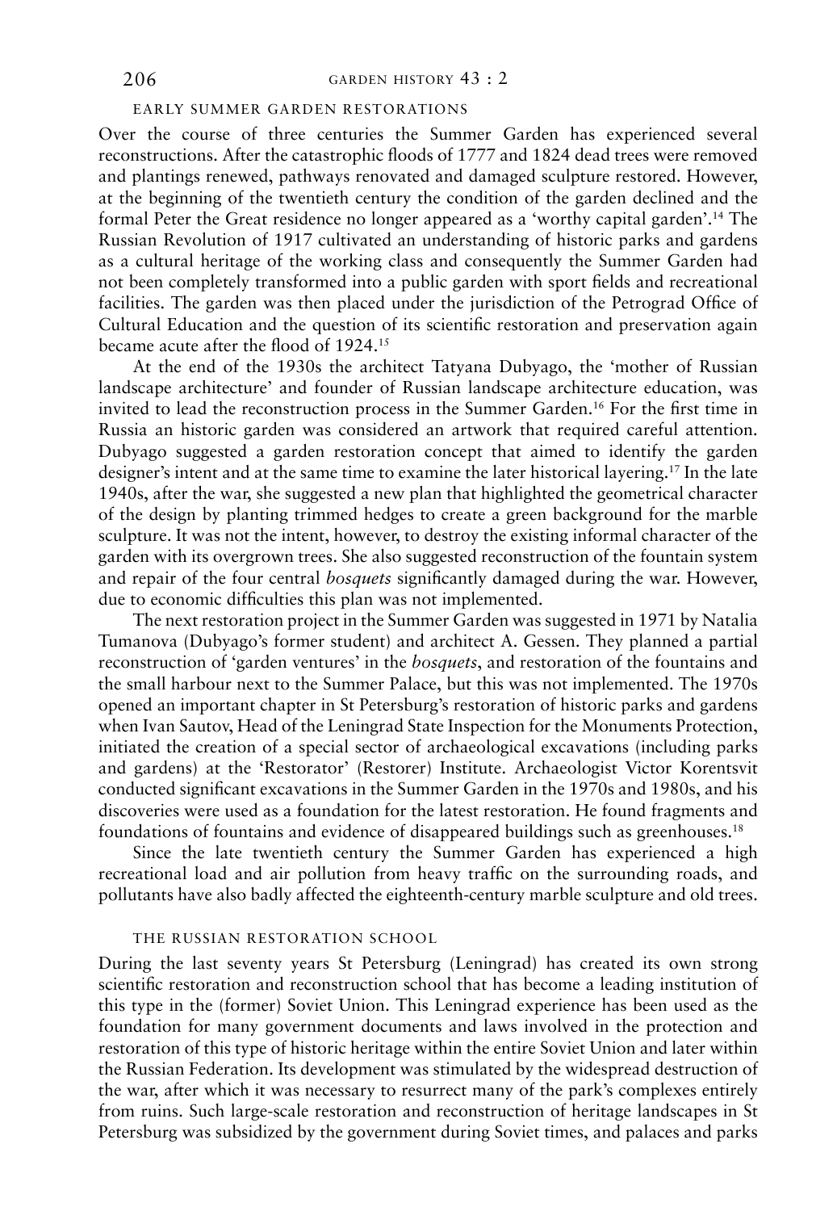## EARLY SUMMER GARDEN RESTORATIONS

Over the course of three centuries the Summer Garden has experienced several reconstructions. After the catastrophic floods of 1777 and 1824 dead trees were removed and plantings renewed, pathways renovated and damaged sculpture restored. However, at the beginning of the twentieth century the condition of the garden declined and the formal Peter the Great residence no longer appeared as a 'worthy capital garden'.[14] The Russian Revolution of 1917 cultivated an understanding of historic parks and gardens as a cultural heritage of the working class and consequently the Summer Garden had not been completely transformed into a public garden with sport fields and recreational facilities. The garden was then placed under the jurisdiction of the Petrograd Office of Cultural Education and the question of its scientific restoration and preservation again became acute after the flood of 1924.[15]

At the end of the 1930s the architect Tatyana Dubyago, the 'mother of Russian landscape architecture' and founder of Russian landscape architecture education, was invited to lead the reconstruction process in the Summer Garden.[16] For the first time in Russia an historic garden was considered an artwork that required careful attention. Dubyago suggested a garden restoration concept that aimed to identify the garden designer's intent and at the same time to examine the later historical layering.[17] In the late 1940s, after the war, she suggested a new plan that highlighted the geometrical character of the design by planting trimmed hedges to create a green background for the marble sculpture. It was not the intent, however, to destroy the existing informal character of the garden with its overgrown trees. She also suggested reconstruction of the fountain system and repair of the four central *bosquets* significantly damaged during the war. However, due to economic difficulties this plan was not implemented.

The next restoration project in the Summer Garden was suggested in 1971 by Natalia Tumanova (Dubyago's former student) and architect A. Gessen. They planned a partial reconstruction of 'garden ventures' in the *bosquets*, and restoration of the fountains and the small harbour next to the Summer Palace, but this was not implemented. The 1970s opened an important chapter in St Petersburg's restoration of historic parks and gardens when Ivan Sautov, Head of the Leningrad State Inspection for the Monuments Protection, initiated the creation of a special sector of archaeological excavations (including parks and gardens) at the 'Restorator' (Restorer) Institute. Archaeologist Victor Korentsvit conducted significant excavations in the Summer Garden in the 1970s and 1980s, and his discoveries were used as a foundation for the latest restoration. He found fragments and foundations of fountains and evidence of disappeared buildings such as greenhouses.[18]

Since the late twentieth century the Summer Garden has experienced a high recreational load and air pollution from heavy traffic on the surrounding roads, and pollutants have also badly affected the eighteenth-century marble sculpture and old trees.

## THE RUSSIAN RESTORATION SCHOOL

During the last seventy years St Petersburg (Leningrad) has created its own strong scientific restoration and reconstruction school that has become a leading institution of this type in the (former) Soviet Union. This Leningrad experience has been used as the foundation for many government documents and laws involved in the protection and restoration of this type of historic heritage within the entire Soviet Union and later within the Russian Federation. Its development was stimulated by the widespread destruction of the war, after which it was necessary to resurrect many of the park's complexes entirely from ruins. Such large-scale restoration and reconstruction of heritage landscapes in St Petersburg was subsidized by the government during Soviet times, and palaces and parks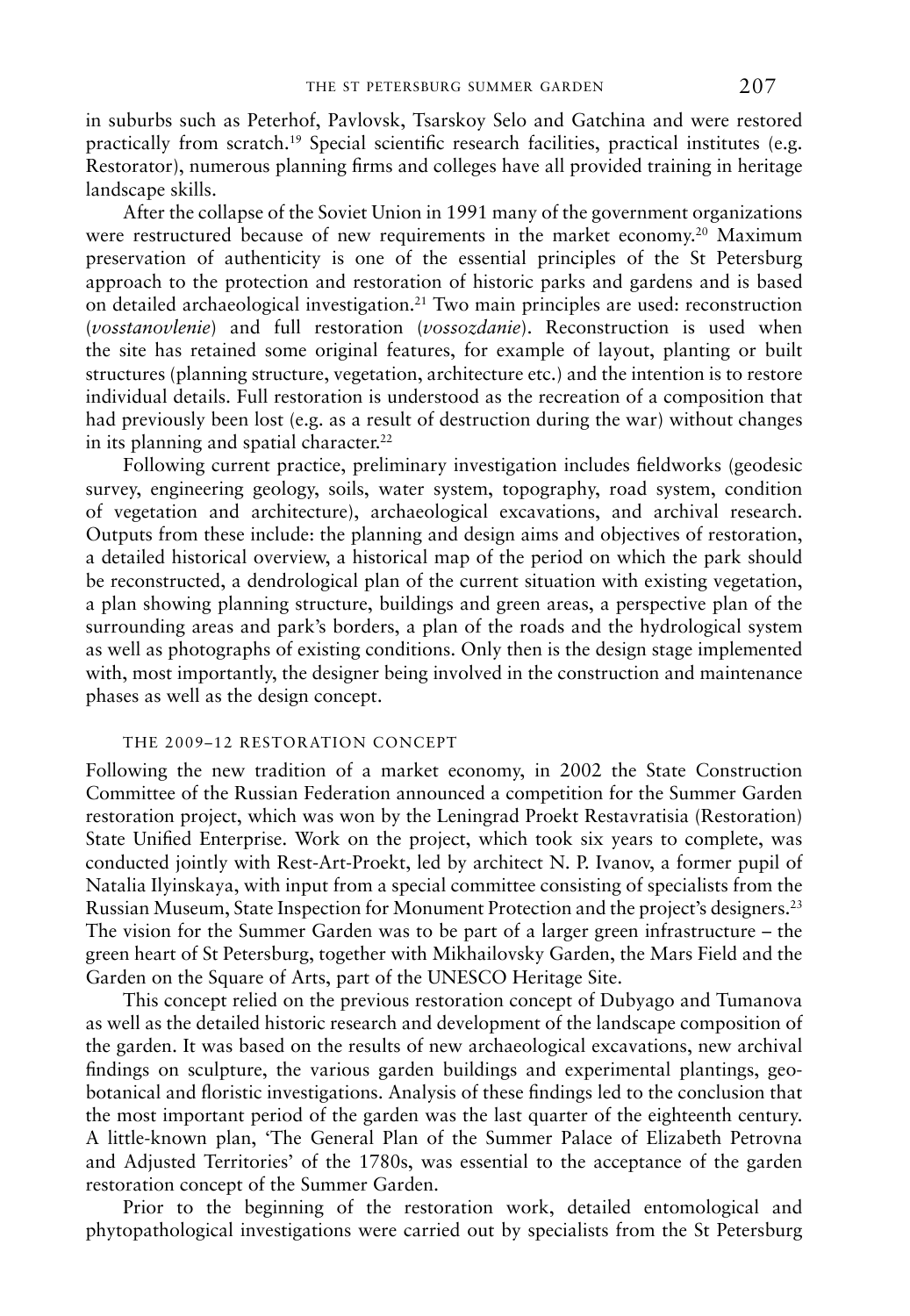in suburbs such as Peterhof, Pavlovsk, Tsarskoy Selo and Gatchina and were restored practically from scratch.[19] Special scientific research facilities, practical institutes (e.g. Restorator), numerous planning firms and colleges have all provided training in heritage landscape skills.

After the collapse of the Soviet Union in 1991 many of the government organizations were restructured because of new requirements in the market economy.[20] Maximum preservation of authenticity is one of the essential principles of the St Petersburg approach to the protection and restoration of historic parks and gardens and is based on detailed archaeological investigation.[21] Two main principles are used: reconstruction (*vosstanovlenie*) and full restoration (*vossozdanie*). Reconstruction is used when the site has retained some original features, for example of layout, planting or built structures (planning structure, vegetation, architecture etc.) and the intention is to restore individual details. Full restoration is understood as the recreation of a composition that had previously been lost (e.g. as a result of destruction during the war) without changes in its planning and spatial character.[22]

Following current practice, preliminary investigation includes fieldworks (geodesic survey, engineering geology, soils, water system, topography, road system, condition of vegetation and architecture), archaeological excavations, and archival research. Outputs from these include: the planning and design aims and objectives of restoration, a detailed historical overview, a historical map of the period on which the park should be reconstructed, a dendrological plan of the current situation with existing vegetation, a plan showing planning structure, buildings and green areas, a perspective plan of the surrounding areas and park's borders, a plan of the roads and the hydrological system as well as photographs of existing conditions. Only then is the design stage implemented with, most importantly, the designer being involved in the construction and maintenance phases as well as the design concept.

## THE 2009–12 RESTORATION CONCEPT

Following the new tradition of a market economy, in 2002 the State Construction Committee of the Russian Federation announced a competition for the Summer Garden restoration project, which was won by the Leningrad Proekt Restavratisia (Restoration) State Unified Enterprise. Work on the project, which took six years to complete, was conducted jointly with Rest-Art-Proekt, led by architect N. P. Ivanov, a former pupil of Natalia Ilyinskaya, with input from a special committee consisting of specialists from the Russian Museum, State Inspection for Monument Protection and the project's designers.[23] The vision for the Summer Garden was to be part of a larger green infrastructure – the green heart of St Petersburg, together with Mikhailovsky Garden, the Mars Field and the Garden on the Square of Arts, part of the UNESCO Heritage Site.

This concept relied on the previous restoration concept of Dubyago and Tumanova as well as the detailed historic research and development of the landscape composition of the garden. It was based on the results of new archaeological excavations, new archival findings on sculpture, the various garden buildings and experimental plantings, geobotanical and floristic investigations. Analysis of these findings led to the conclusion that the most important period of the garden was the last quarter of the eighteenth century. A little-known plan, 'The General Plan of the Summer Palace of Elizabeth Petrovna and Adjusted Territories' of the 1780s, was essential to the acceptance of the garden restoration concept of the Summer Garden.

Prior to the beginning of the restoration work, detailed entomological and phytopathological investigations were carried out by specialists from the St Petersburg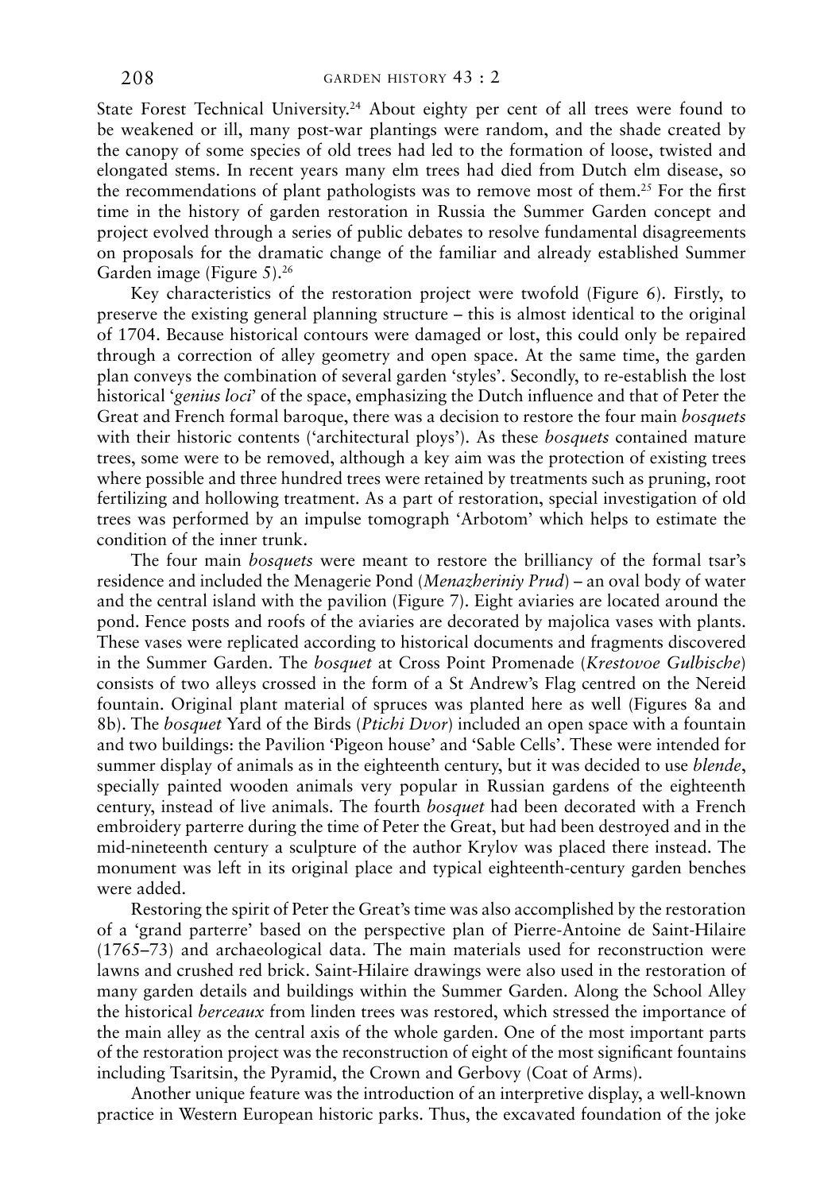State Forest Technical University.[24] About eighty per cent of all trees were found to be weakened or ill, many post-war plantings were random, and the shade created by the canopy of some species of old trees had led to the formation of loose, twisted and elongated stems. In recent years many elm trees had died from Dutch elm disease, so the recommendations of plant pathologists was to remove most of them.[25] For the first time in the history of garden restoration in Russia the Summer Garden concept and project evolved through a series of public debates to resolve fundamental disagreements on proposals for the dramatic change of the familiar and already established Summer Garden image (Figure 5).[26]

Key characteristics of the restoration project were twofold (Figure 6). Firstly, to preserve the existing general planning structure – this is almost identical to the original of 1704. Because historical contours were damaged or lost, this could only be repaired through a correction of alley geometry and open space. At the same time, the garden plan conveys the combination of several garden 'styles'. Secondly, to re-establish the lost historical '*genius loci*' of the space, emphasizing the Dutch influence and that of Peter the Great and French formal baroque, there was a decision to restore the four main *bosquets* with their historic contents ('architectural ploys'). As these *bosquets* contained mature trees, some were to be removed, although a key aim was the protection of existing trees where possible and three hundred trees were retained by treatments such as pruning, root fertilizing and hollowing treatment. As a part of restoration, special investigation of old trees was performed by an impulse tomograph 'Arbotom' which helps to estimate the condition of the inner trunk.

The four main *bosquets* were meant to restore the brilliancy of the formal tsar's residence and included the Menagerie Pond (*Menazheriniy Prud*) – an oval body of water and the central island with the pavilion (Figure 7). Eight aviaries are located around the pond. Fence posts and roofs of the aviaries are decorated by majolica vases with plants. These vases were replicated according to historical documents and fragments discovered in the Summer Garden. The *bosquet* at Cross Point Promenade (*Krestovoe Gulbische*) consists of two alleys crossed in the form of a St Andrew's Flag centred on the Nereid fountain. Original plant material of spruces was planted here as well (Figures 8a and 8b). The *bosquet* Yard of the Birds (*Ptichi Dvor*) included an open space with a fountain and two buildings: the Pavilion 'Pigeon house' and 'Sable Cells'. These were intended for summer display of animals as in the eighteenth century, but it was decided to use *blende*, specially painted wooden animals very popular in Russian gardens of the eighteenth century, instead of live animals. The fourth *bosquet* had been decorated with a French embroidery parterre during the time of Peter the Great, but had been destroyed and in the mid-nineteenth century a sculpture of the author Krylov was placed there instead. The monument was left in its original place and typical eighteenth-century garden benches were added.

Restoring the spirit of Peter the Great's time was also accomplished by the restoration of a 'grand parterre' based on the perspective plan of Pierre-Antoine de Saint-Hilaire (1765–73) and archaeological data. The main materials used for reconstruction were lawns and crushed red brick. Saint-Hilaire drawings were also used in the restoration of many garden details and buildings within the Summer Garden. Along the School Alley the historical *berceaux* from linden trees was restored, which stressed the importance of the main alley as the central axis of the whole garden. One of the most important parts of the restoration project was the reconstruction of eight of the most significant fountains including Tsaritsin, the Pyramid, the Crown and Gerbovy (Coat of Arms).

Another unique feature was the introduction of an interpretive display, a well-known practice in Western European historic parks. Thus, the excavated foundation of the joke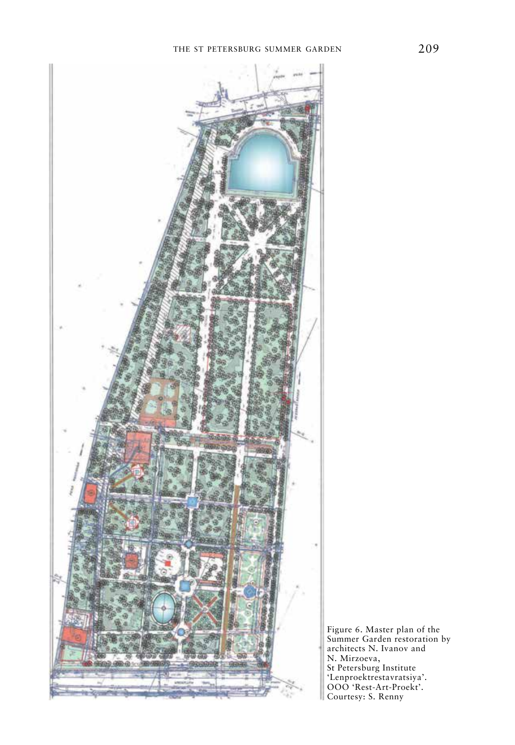Figure 6. Master plan of the Summer Garden restoration by architects N. Ivanov and N. Mirzoeva, St Petersburg Institute 'Lenproektrestavratsiya'. OOO 'Rest-Art-Proekt'. Courtesy: S. Renny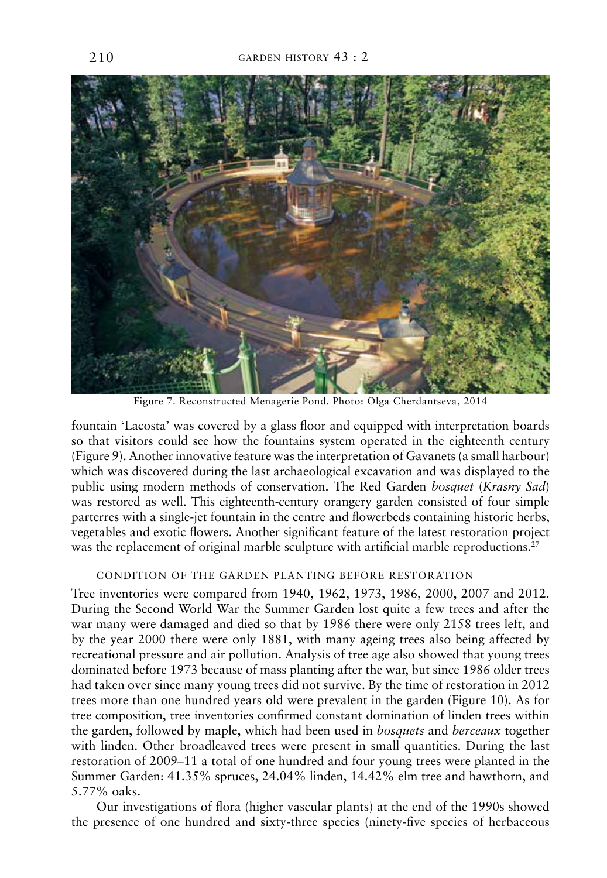Figure 7. Reconstructed Menagerie Pond. Photo: Olga Cherdantseva, 2014

fountain 'Lacosta' was covered by a glass floor and equipped with interpretation boards so that visitors could see how the fountains system operated in the eighteenth century (Figure 9). Another innovative feature was the interpretation of Gavanets (a small harbour) which was discovered during the last archaeological excavation and was displayed to the public using modern methods of conservation. The Red Garden *bosquet* (*Krasny Sad*) was restored as well. This eighteenth-century orangery garden consisted of four simple parterres with a single-jet fountain in the centre and flowerbeds containing historic herbs, vegetables and exotic flowers. Another significant feature of the latest restoration project was the replacement of original marble sculpture with artificial marble reproductions.[27]

## CONDITION OF THE GARDEN PLANTING BEFORE RESTORATION

Tree inventories were compared from 1940, 1962, 1973, 1986, 2000, 2007 and 2012. During the Second World War the Summer Garden lost quite a few trees and after the war many were damaged and died so that by 1986 there were only 2158 trees left, and by the year 2000 there were only 1881, with many ageing trees also being affected by recreational pressure and air pollution. Analysis of tree age also showed that young trees dominated before 1973 because of mass planting after the war, but since 1986 older trees had taken over since many young trees did not survive. By the time of restoration in 2012 trees more than one hundred years old were prevalent in the garden (Figure 10). As for tree composition, tree inventories confirmed constant domination of linden trees within the garden, followed by maple, which had been used in *bosquets* and *berceaux* together with linden. Other broadleaved trees were present in small quantities. During the last restoration of 2009–11 a total of one hundred and four young trees were planted in the Summer Garden: 41.35% spruces, 24.04% linden, 14.42% elm tree and hawthorn, and 5.77% oaks.

Our investigations of flora (higher vascular plants) at the end of the 1990s showed the presence of one hundred and sixty-three species (ninety-five species of herbaceous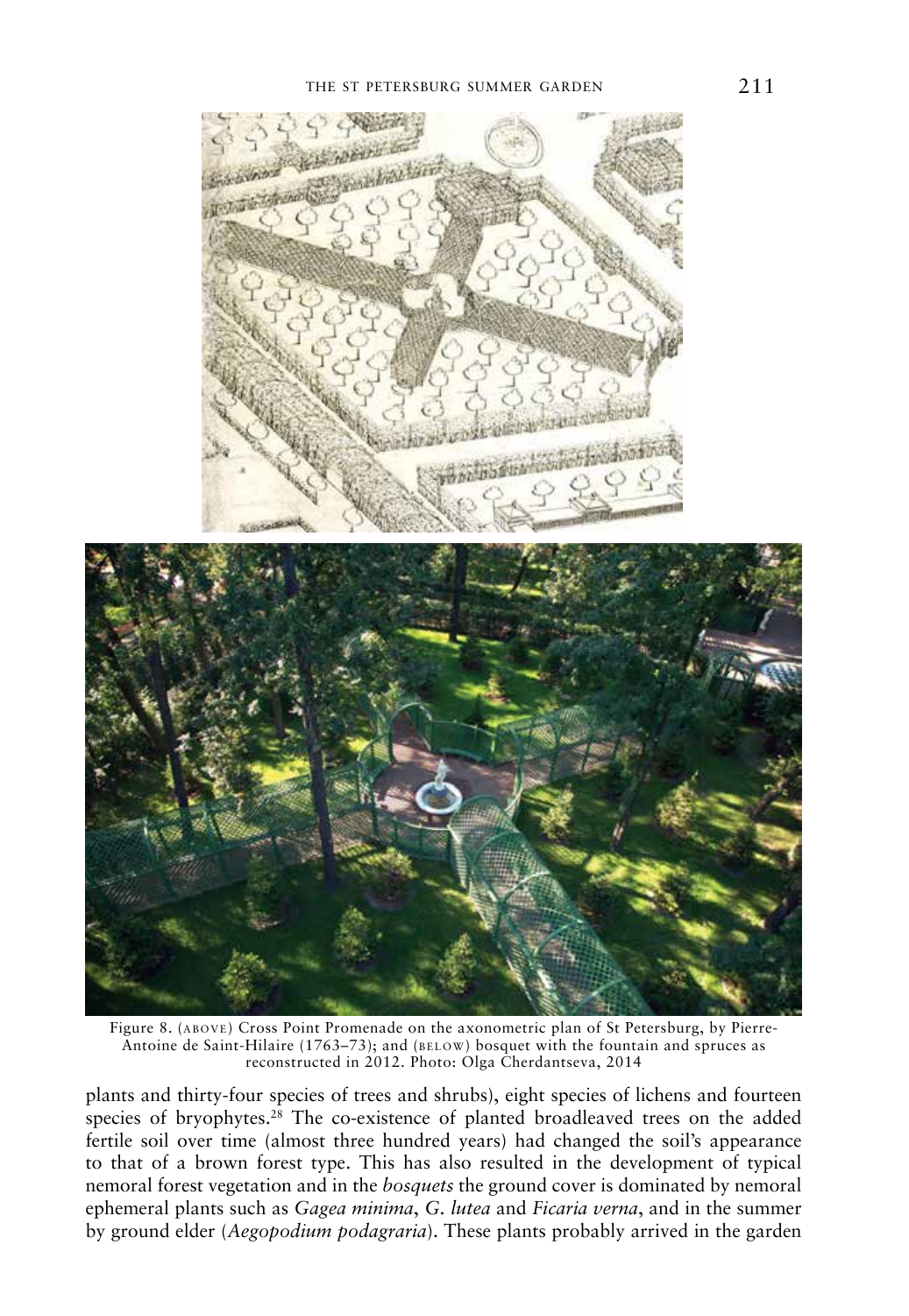Figure 8. (ABOVE) Cross Point Promenade on the axonometric plan of St Petersburg, by Pierre-Antoine de Saint-Hilaire (1763–73); and (BELOW) bosquet with the fountain and spruces as reconstructed in 2012. Photo: Olga Cherdantseva, 2014

plants and thirty-four species of trees and shrubs), eight species of lichens and fourteen species of bryophytes.[28] The co-existence of planted broadleaved trees on the added fertile soil over time (almost three hundred years) had changed the soil's appearance to that of a brown forest type. This has also resulted in the development of typical nemoral forest vegetation and in the *bosquets* the ground cover is dominated by nemoral ephemeral plants such as *Gagea minima*, *G. lutea* and *Ficaria verna*, and in the summer by ground elder (*Aegopodium podagraria*). These plants probably arrived in the garden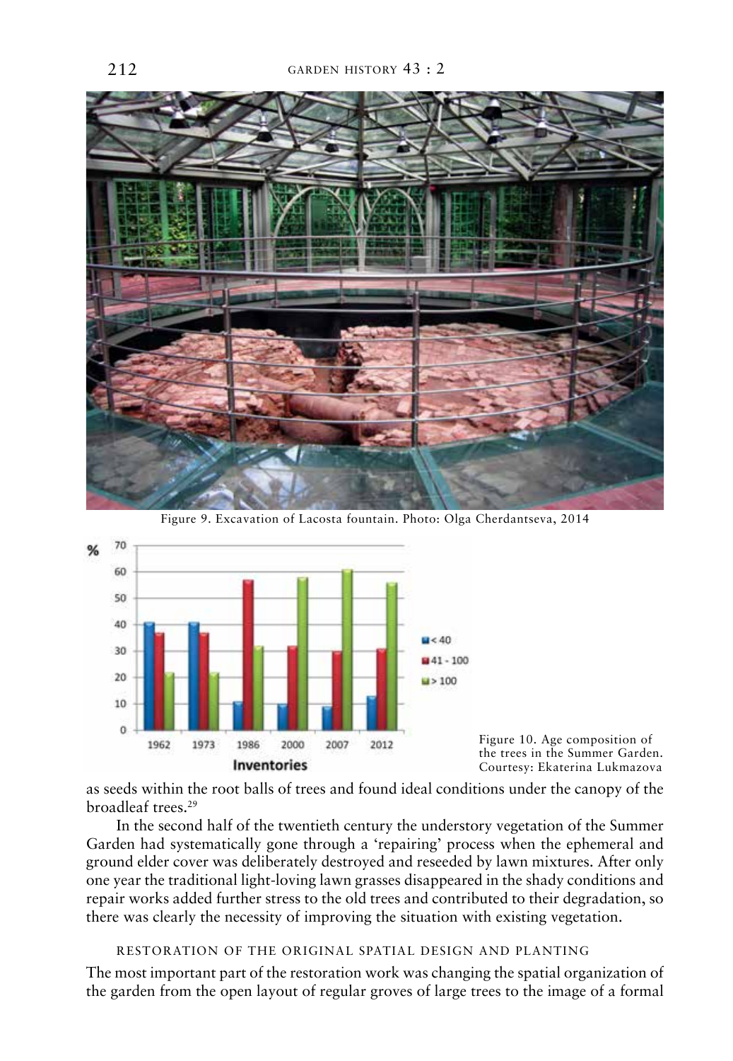Figure 9. Excavation of Lacosta fountain. Photo: Olga Cherdantseva, 2014

Figure 10. Age composition of the trees in the Summer Garden. Courtesy: Ekaterina Lukmazova

as seeds within the root balls of trees and found ideal conditions under the canopy of the broadleaf trees.[29]

In the second half of the twentieth century the understory vegetation of the Summer Garden had systematically gone through a 'repairing' process when the ephemeral and ground elder cover was deliberately destroyed and reseeded by lawn mixtures. After only one year the traditional light-loving lawn grasses disappeared in the shady conditions and repair works added further stress to the old trees and contributed to their degradation, so there was clearly the necessity of improving the situation with existing vegetation.

## RESTORATION OF THE ORIGINAL SPATIAL DESIGN AND PLANTING

The most important part of the restoration work was changing the spatial organization of the garden from the open layout of regular groves of large trees to the image of a formal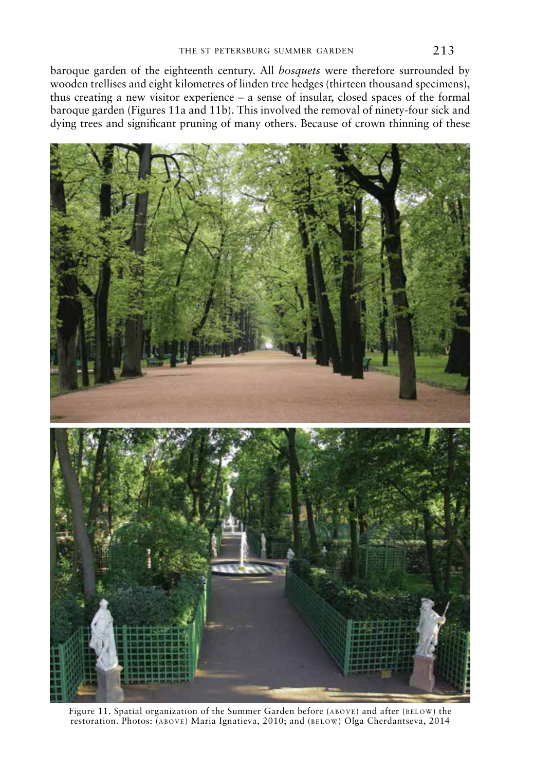baroque garden of the eighteenth century. All *bosquets* were therefore surrounded by wooden trellises and eight kilometres of linden tree hedges (thirteen thousand specimens), thus creating a new visitor experience – a sense of insular, closed spaces of the formal baroque garden (Figures 11a and 11b). This involved the removal of ninety-four sick and dying trees and significant pruning of many others. Because of crown thinning of these

Figure 11. Spatial organization of the Summer Garden before (ABOVE) and after (BELOW) the restoration. Photos: (ABOVE) Maria Ignatieva, 2010; and (BELOW) Olga Cherdantseva, 2014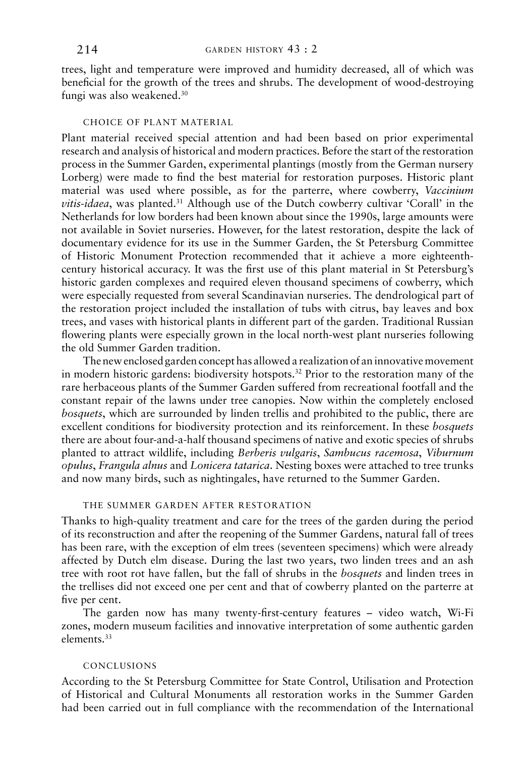trees, light and temperature were improved and humidity decreased, all of which was beneficial for the growth of the trees and shrubs. The development of wood-destroying fungi was also weakened.[30]

## CHOICE OF PLANT MATERIAL

Plant material received special attention and had been based on prior experimental research and analysis of historical and modern practices. Before the start of the restoration process in the Summer Garden, experimental plantings (mostly from the German nursery Lorberg) were made to find the best material for restoration purposes. Historic plant material was used where possible, as for the parterre, where cowberry, *Vaccinium vitis-idaea*, was planted.[31] Although use of the Dutch cowberry cultivar 'Corall' in the Netherlands for low borders had been known about since the 1990s, large amounts were not available in Soviet nurseries. However, for the latest restoration, despite the lack of documentary evidence for its use in the Summer Garden, the St Petersburg Committee of Historic Monument Protection recommended that it achieve a more eighteenth-century historical accuracy. It was the first use of this plant material in St Petersburg's historic garden complexes and required eleven thousand specimens of cowberry, which were especially requested from several Scandinavian nurseries. The dendrological part of the restoration project included the installation of tubs with citrus, bay leaves and box trees, and vases with historical plants in different part of the garden. Traditional Russian flowering plants were especially grown in the local north-west plant nurseries following the old Summer Garden tradition.

The new enclosed garden concept has allowed a realization of an innovative movement in modern historic gardens: biodiversity hotspots.[32] Prior to the restoration many of the rare herbaceous plants of the Summer Garden suffered from recreational footfall and the constant repair of the lawns under tree canopies. Now within the completely enclosed *bosquets*, which are surrounded by linden trellis and prohibited to the public, there are excellent conditions for biodiversity protection and its reinforcement. In these *bosquets* there are about four-and-a-half thousand specimens of native and exotic species of shrubs planted to attract wildlife, including *Berberis vulgaris*, *Sambucus racemosa*, *Viburnum opulus*, *Frangula alnus* and *Lonicera tatarica*. Nesting boxes were attached to tree trunks and now many birds, such as nightingales, have returned to the Summer Garden.

## THE SUMMER GARDEN AFTER RESTORATION

Thanks to high-quality treatment and care for the trees of the garden during the period of its reconstruction and after the reopening of the Summer Gardens, natural fall of trees has been rare, with the exception of elm trees (seventeen specimens) which were already affected by Dutch elm disease. During the last two years, two linden trees and an ash tree with root rot have fallen, but the fall of shrubs in the *bosquets* and linden trees in the trellises did not exceed one per cent and that of cowberry planted on the parterre at five per cent.

The garden now has many twenty-first-century features – video watch, Wi-Fi zones, modern museum facilities and innovative interpretation of some authentic garden elements.[33]

## CONCLUSIONS

According to the St Petersburg Committee for State Control, Utilisation and Protection of Historical and Cultural Monuments all restoration works in the Summer Garden had been carried out in full compliance with the recommendation of the International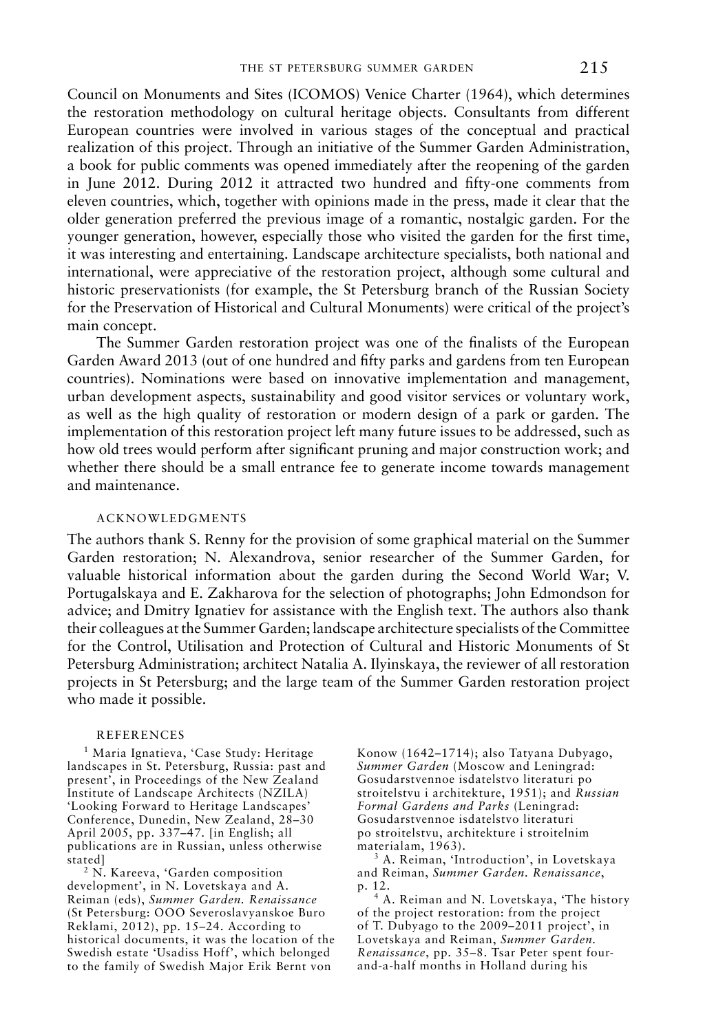Council on Monuments and Sites (ICOMOS) Venice Charter (1964), which determines the restoration methodology on cultural heritage objects. Consultants from different European countries were involved in various stages of the conceptual and practical realization of this project. Through an initiative of the Summer Garden Administration, a book for public comments was opened immediately after the reopening of the garden in June 2012. During 2012 it attracted two hundred and fifty-one comments from eleven countries, which, together with opinions made in the press, made it clear that the older generation preferred the previous image of a romantic, nostalgic garden. For the younger generation, however, especially those who visited the garden for the first time, it was interesting and entertaining. Landscape architecture specialists, both national and international, were appreciative of the restoration project, although some cultural and historic preservationists (for example, the St Petersburg branch of the Russian Society for the Preservation of Historical and Cultural Monuments) were critical of the project's main concept.

The Summer Garden restoration project was one of the finalists of the European Garden Award 2013 (out of one hundred and fifty parks and gardens from ten European countries). Nominations were based on innovative implementation and management, urban development aspects, sustainability and good visitor services or voluntary work, as well as the high quality of restoration or modern design of a park or garden. The implementation of this restoration project left many future issues to be addressed, such as how old trees would perform after significant pruning and major construction work; and whether there should be a small entrance fee to generate income towards management and maintenance.

## ACKNOWLEDGMENTS

The authors thank S. Renny for the provision of some graphical material on the Summer Garden restoration; N. Alexandrova, senior researcher of the Summer Garden, for valuable historical information about the garden during the Second World War; V. Portugalskaya and E. Zakharova for the selection of photographs; John Edmondson for advice; and Dmitry Ignatiev for assistance with the English text. The authors also thank their colleagues at the Summer Garden; landscape architecture specialists of the Committee for the Control, Utilisation and Protection of Cultural and Historic Monuments of St Petersburg Administration; architect Natalia A. Ilyinskaya, the reviewer of all restoration projects in St Petersburg; and the large team of the Summer Garden restoration project who made it possible.

## REFERENCES

[1] Maria Ignatieva, 'Case Study: Heritage landscapes in St. Petersburg, Russia: past and present', in Proceedings of the New Zealand Institute of Landscape Architects (NZILA) 'Looking Forward to Heritage Landscapes' Conference, Dunedin, New Zealand, 28–30 April 2005, pp. 337–47. [in English; all publications are in Russian, unless otherwise stated]

[2] N. Kareeva, 'Garden composition development', in N. Lovetskaya and A. Reiman (eds), *Summer Garden. Renaissance* (St Petersburg: OOO Severoslavyanskoe Buro Reklami, 2012), pp. 15–24. According to historical documents, it was the location of the Swedish estate 'Usadiss Hoff', which belonged to the family of Swedish Major Erik Bernt von Konow (1642–1714); also Tatyana Dubyago, *Summer Garden* (Moscow and Leningrad: Gosudarstvennoe isdatelstvo literaturi po stroitelstvu i architekture, 1951); and *Russian Formal Gardens and Parks* (Leningrad: Gosudarstvennoe isdatelstvo literaturi po stroitelstvu, architekture i stroitelnim materialam, 1963).

[3] A. Reiman, 'Introduction', in Lovetskaya and Reiman, *Summer Garden. Renaissance*, p. 12.

[4] A. Reiman and N. Lovetskaya, 'The history of the project restoration: from the project of T. Dubyago to the 2009–2011 project', in Lovetskaya and Reiman, *Summer Garden. Renaissance*, pp. 35–8. Tsar Peter spent four-and-a-half months in Holland during his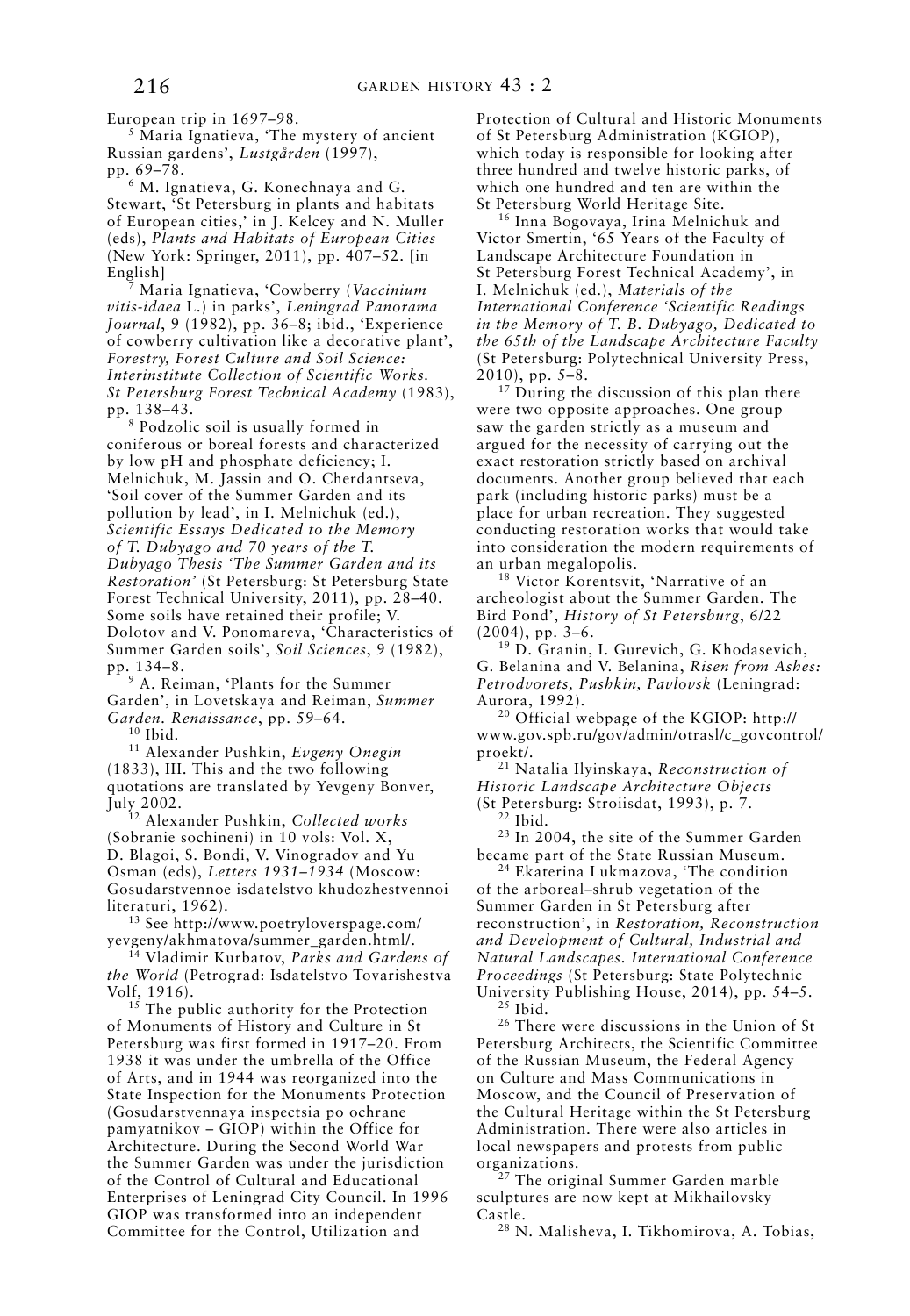European trip in 1697–98.

[5] Maria Ignatieva, 'The mystery of ancient Russian gardens', *Lustgården* (1997), pp. 69–78.

[6] M. Ignatieva, G. Konechnaya and G. Stewart, 'St Petersburg in plants and habitats of European cities,' in J. Kelcey and N. Muller (eds), *Plants and Habitats of European Cities* (New York: Springer, 2011), pp. 407–52. [in English]

[7] Maria Ignatieva, 'Cowberry (*Vaccinium vitis-idaea* L.) in parks', *Leningrad Panorama Journal*, 9 (1982), pp. 36–8; ibid., 'Experience of cowberry cultivation like a decorative plant', *Forestry, Forest Culture and Soil Science: Interinstitute Collection of Scientific Works. St Petersburg Forest Technical Academy* (1983), pp. 138–43.

[8] Podzolic soil is usually formed in coniferous or boreal forests and characterized by low pH and phosphate deficiency; I. Melnichuk, M. Jassin and O. Cherdantseva, 'Soil cover of the Summer Garden and its pollution by lead', in I. Melnichuk (ed.), *Scientific Essays Dedicated to the Memory of T. Dubyago and 70 years of the T. Dubyago Thesis 'The Summer Garden and its Restoration'* (St Petersburg: St Petersburg State Forest Technical University, 2011), pp. 28–40. Some soils have retained their profile; V. Dolotov and V. Ponomareva, 'Characteristics of Summer Garden soils', *Soil Sciences*, 9 (1982), pp. 134–8.

[9] A. Reiman, 'Plants for the Summer Garden', in Lovetskaya and Reiman, *Summer Garden. Renaissance*, pp. 59–64.

[10] Ibid.

[11] Alexander Pushkin, *Evgeny Onegin* (1833), III. This and the two following quotations are translated by Yevgeny Bonver, July 2002.

[12] Alexander Pushkin, *Collected works* (Sobranie sochineni) in 10 vols: Vol. X, D. Blagoi, S. Bondi, V. Vinogradov and Yu Osman (eds), *Letters 1931–1934* (Moscow: Gosudarstvennoe isdatelstvo khudozhestvennoi literaturi, 1962).

[13] See http://www.poetryloverspage.com/yevgeny/akhmatova/summer_garden.html/.

[14] Vladimir Kurbatov, *Parks and Gardens of the World* (Petrograd: Isdatelstvo Tovarishestva Volf, 1916).

[15] The public authority for the Protection of Monuments of History and Culture in St Petersburg was first formed in 1917–20. From 1938 it was under the umbrella of the Office of Arts, and in 1944 was reorganized into the State Inspection for the Monuments Protection (Gosudarstvennaya inspectsia po ochrane pamyatnikov – GIOP) within the Office for Architecture. During the Second World War the Summer Garden was under the jurisdiction of the Control of Cultural and Educational Enterprises of Leningrad City Council. In 1996 GIOP was transformed into an independent Committee for the Control, Utilization and Protection of Cultural and Historic Monuments of St Petersburg Administration (KGIOP), which today is responsible for looking after three hundred and twelve historic parks, of which one hundred and ten are within the St Petersburg World Heritage Site.

[16] Inna Bogovaya, Irina Melnichuk and Victor Smertin, '65 Years of the Faculty of Landscape Architecture Foundation in St Petersburg Forest Technical Academy', in I. Melnichuk (ed.), *Materials of the International Conference 'Scientific Readings in the Memory of T. B. Dubyago, Dedicated to the 65th of the Landscape Architecture Faculty* (St Petersburg: Polytechnical University Press, 2010), pp. 5–8.

[17] During the discussion of this plan there were two opposite approaches. One group saw the garden strictly as a museum and argued for the necessity of carrying out the exact restoration strictly based on archival documents. Another group believed that each park (including historic parks) must be a place for urban recreation. They suggested conducting restoration works that would take into consideration the modern requirements of an urban megalopolis.

[18] Victor Korentsvit, 'Narrative of an archeologist about the Summer Garden. The Bird Pond', *History of St Petersburg*, 6/22 (2004), pp. 3–6.

[19] D. Granin, I. Gurevich, G. Khodasevich, G. Belanina and V. Belanina, *Risen from Ashes: Petrodvorets, Pushkin, Pavlovsk* (Leningrad: Aurora, 1992).

[20] Official webpage of the KGIOP: http://www.gov.spb.ru/gov/admin/otrasl/c_govcontrol/proekt/.

[21] Natalia Ilyinskaya, *Reconstruction of Historic Landscape Architecture Objects* (St Petersburg: Stroiisdat, 1993), p. 7.

[22] Ibid.

[23] In 2004, the site of the Summer Garden became part of the State Russian Museum.

[24] Ekaterina Lukmazova, 'The condition of the arboreal–shrub vegetation of the Summer Garden in St Petersburg after reconstruction', in *Restoration, Reconstruction and Development of Cultural, Industrial and Natural Landscapes. International Conference Proceedings* (St Petersburg: State Polytechnic University Publishing House, 2014), pp. 54–5.

[25] Ibid.

[26] There were discussions in the Union of St Petersburg Architects, the Scientific Committee of the Russian Museum, the Federal Agency on Culture and Mass Communications in Moscow, and the Council of Preservation of the Cultural Heritage within the St Petersburg Administration. There were also articles in local newspapers and protests from public organizations.

[27] The original Summer Garden marble sculptures are now kept at Mikhailovsky Castle.

[28] N. Malisheva, I. Tikhomirova, A. Tobias,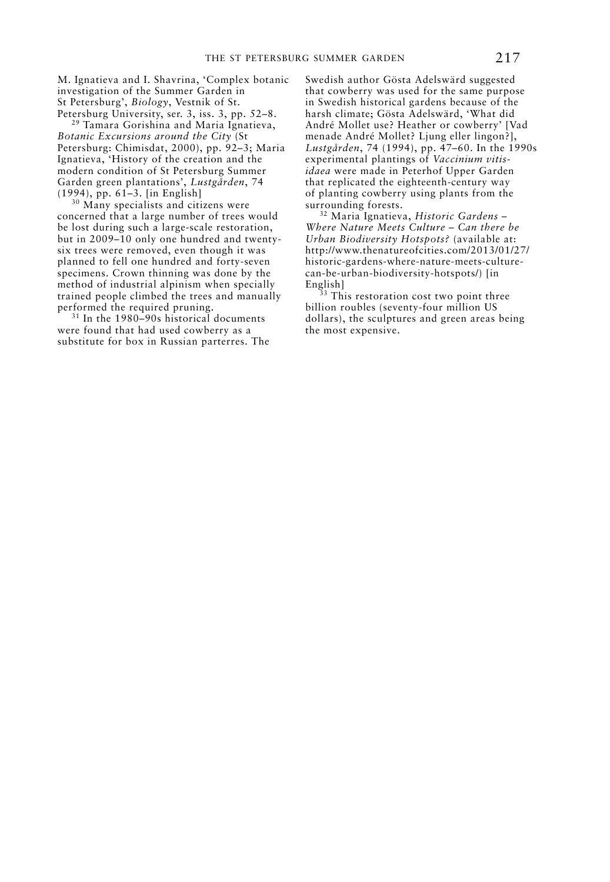M. Ignatieva and I. Shavrina, 'Complex botanic investigation of the Summer Garden in St Petersburg', *Biology*, Vestnik of St. Petersburg University, ser. 3, iss. 3, pp. 52–8.

[29] Tamara Gorishina and Maria Ignatieva, *Botanic Excursions around the City* (St Petersburg: Chimisdat, 2000), pp. 92–3; Maria Ignatieva, 'History of the creation and the modern condition of St Petersburg Summer Garden green plantations', *Lustgården*, 74 (1994), pp. 61–3. [in English]

[30] Many specialists and citizens were concerned that a large number of trees would be lost during such a large-scale restoration, but in 2009–10 only one hundred and twenty-six trees were removed, even though it was planned to fell one hundred and forty-seven specimens. Crown thinning was done by the method of industrial alpinism when specially trained people climbed the trees and manually performed the required pruning.

[31] In the 1980–90s historical documents were found that had used cowberry as a substitute for box in Russian parterres. The Swedish author Gösta Adelswärd suggested that cowberry was used for the same purpose in Swedish historical gardens because of the harsh climate; Gösta Adelswärd, 'What did André Mollet use? Heather or cowberry' [Vad menade André Mollet? Ljung eller lingon?], *Lustgården*, 74 (1994), pp. 47–60. In the 1990s experimental plantings of *Vaccinium vitis-idaea* were made in Peterhof Upper Garden that replicated the eighteenth-century way of planting cowberry using plants from the surrounding forests.

[32] Maria Ignatieva, *Historic Gardens – Where Nature Meets Culture – Can there be Urban Biodiversity Hotspots?* (available at: http://www.thenatureofcities.com/2013/01/27/historic-gardens-where-nature-meets-culture-can-be-urban-biodiversity-hotspots/) [in English]

[33] This restoration cost two point three billion roubles (seventy-four million US dollars), the sculptures and green areas being the most expensive.